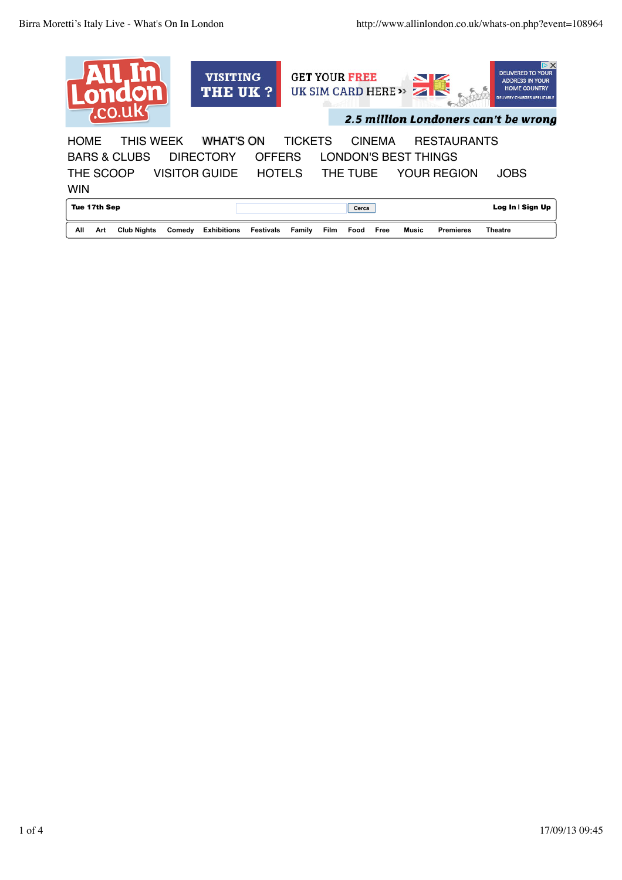All In London .co.uk

VISITING THE UK ? GET YOUR FREE UK SIM CARD HERE >> DELIVERED TO YOUR ADDRESS IN YOUR HOME COUNTRY DELIVERY CHARGES APPLICABLE

2.5 million Londoners can't be wrong

HOME THIS WEEK WHAT'S ON TICKETS CINEMA RESTAURANTS BARS & CLUBS DIRECTORY OFFERS LONDON'S BEST THINGS THE SCOOP VISITOR GUIDE HOTELS THE TUBE YOUR REGION JOBS WIN

Tue 17th Sep Cerca Log In | Sign Up

All Art Club Nights Comedy Exhibitions Festivals Family Film Food Free Music Premieres Theatre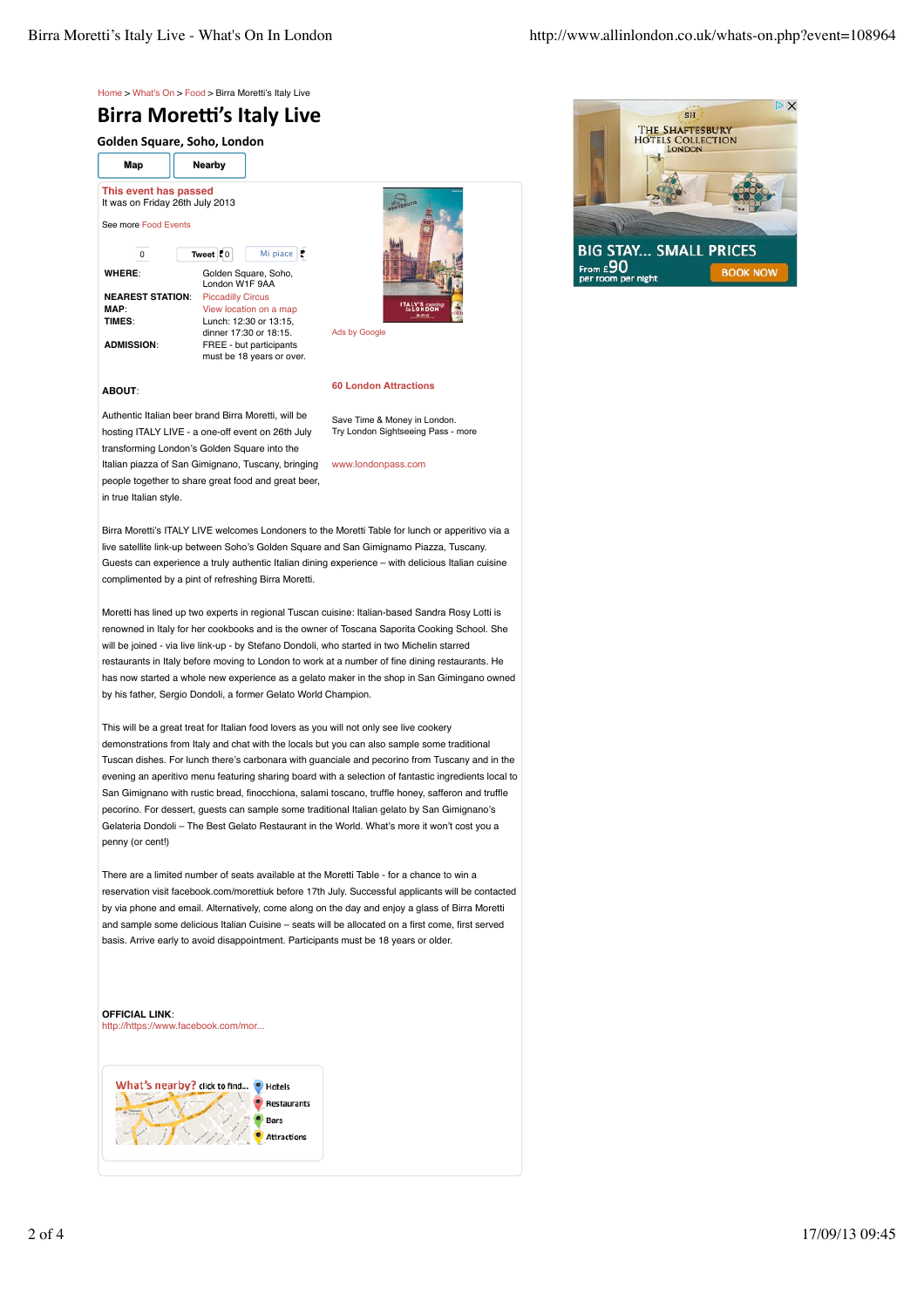Home > What's On > Food > Birra Moretti's Italy Live

# Birra Moretti's Italy Live

### Golden Square, Soho, London

Map | Nearby

**This event has passed**
It was on Friday 26th July 2013

See more Food Events

0 Tweet 0 Mi piace

| | |
|---|---|
| **WHERE**: | Golden Square, Soho, London W1F 9AA |
| **NEAREST STATION**: | Piccadilly Circus |
| **MAP**: | View location on a map |
| **TIMES**: | Lunch: 12:30 or 13:15, dinner 17:30 or 18:15. |
| **ADMISSION**: | FREE - but participants must be 18 years or over. |

Ads by Google

**60 London Attractions**

Save Time & Money in London. Try London Sightseeing Pass - more

www.londonpass.com

**ABOUT**:

Authentic Italian beer brand Birra Moretti, will be hosting ITALY LIVE - a one-off event on 26th July transforming London's Golden Square into the Italian piazza of San Gimignano, Tuscany, bringing people together to share great food and great beer, in true Italian style.

Birra Moretti's ITALY LIVE welcomes Londoners to the Moretti Table for lunch or apperitivo via a live satellite link-up between Soho's Golden Square and San Gimignamo Piazza, Tuscany. Guests can experience a truly authentic Italian dining experience – with delicious Italian cuisine complimented by a pint of refreshing Birra Moretti.

Moretti has lined up two experts in regional Tuscan cuisine: Italian-based Sandra Rosy Lotti is renowned in Italy for her cookbooks and is the owner of Toscana Saporita Cooking School. She will be joined - via live link-up - by Stefano Dondoli, who started in two Michelin starred restaurants in Italy before moving to London to work at a number of fine dining restaurants. He has now started a whole new experience as a gelato maker in the shop in San Gimingano owned by his father, Sergio Dondoli, a former Gelato World Champion.

This will be a great treat for Italian food lovers as you will not only see live cookery demonstrations from Italy and chat with the locals but you can also sample some traditional Tuscan dishes. For lunch there's carbonara with guanciale and pecorino from Tuscany and in the evening an aperitivo menu featuring sharing board with a selection of fantastic ingredients local to San Gimignano with rustic bread, finocchiona, salami toscano, truffle honey, safferon and truffle pecorino. For dessert, guests can sample some traditional Italian gelato by San Gimignano's Gelateria Dondoli – The Best Gelato Restaurant in the World. What's more it won't cost you a penny (or cent!)

There are a limited number of seats available at the Moretti Table - for a chance to win a reservation visit facebook.com/morettiuk before 17th July. Successful applicants will be contacted by via phone and email. Alternatively, come along on the day and enjoy a glass of Birra Moretti and sample some delicious Italian Cuisine – seats will be allocated on a first come, first served basis. Arrive early to avoid disappointment. Participants must be 18 years or older.

**OFFICIAL LINK**:
http://https://www.facebook.com/mor...

What's nearby? click to find... Hotels, Restaurants, Bars, Attractions

THE SHAFTESBURY HOTELS COLLECTION LONDON — BIG STAY... SMALL PRICES — From £90 per room per night — BOOK NOW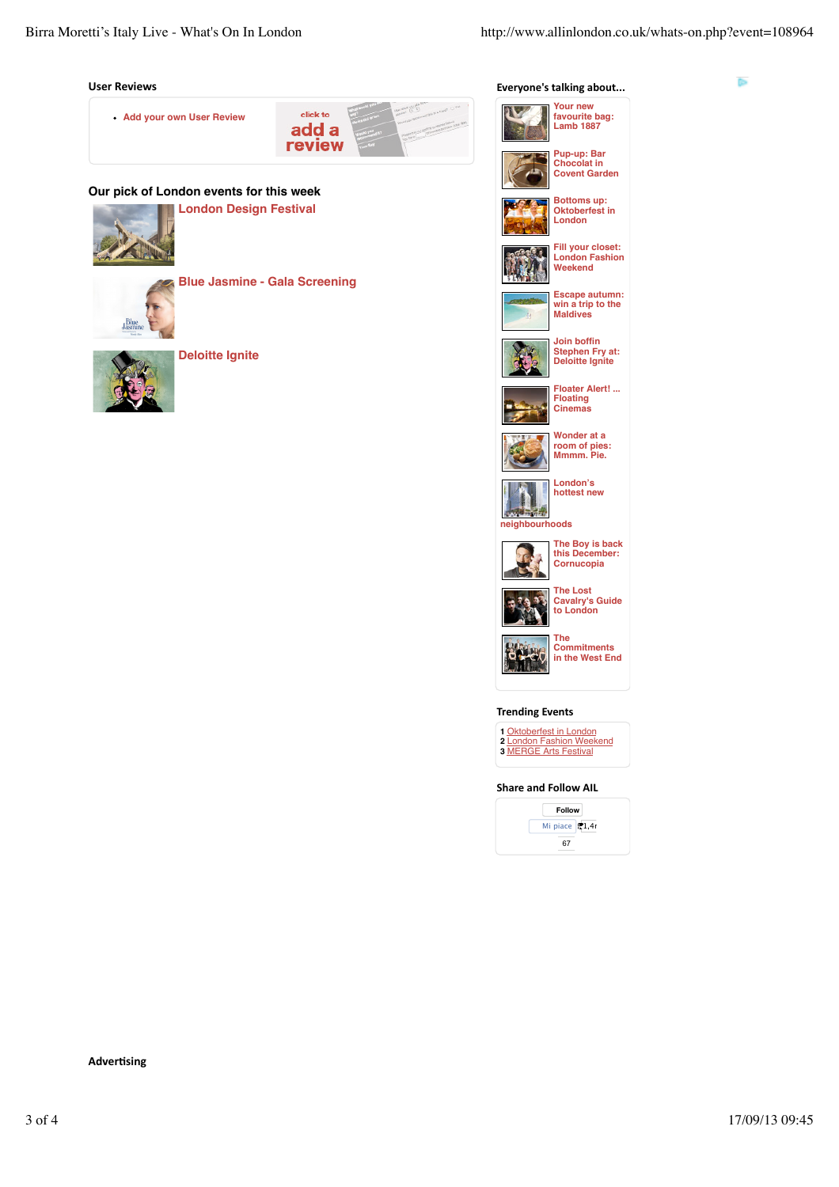## User Reviews

- Add your own User Review

click to add a review

## Our pick of London events for this week

### London Design Festival

### Blue Jasmine - Gala Screening

### Deloitte Ignite

## Everyone's talking about...

- Your new favourite bag: Lamb 1887
- Pup-up: Bar Chocolat in Covent Garden
- Bottoms up: Oktoberfest in London
- Fill your closet: London Fashion Weekend
- Escape autumn: win a trip to the Maldives
- Join boffin Stephen Fry at: Deloitte Ignite
- Floater Alert! ... Floating Cinemas
- Wonder at a room of pies: Mmmm. Pie.
- London's hottest new neighbourhoods
- The Boy is back this December: Cornucopia
- The Lost Cavalry's Guide to London
- The Commitments in the West End

## Trending Events

1 Oktoberfest in London
2 London Fashion Weekend
3 MERGE Arts Festival

## Share and Follow AIL

Follow

Mi piace 1,4r

67

## Advertising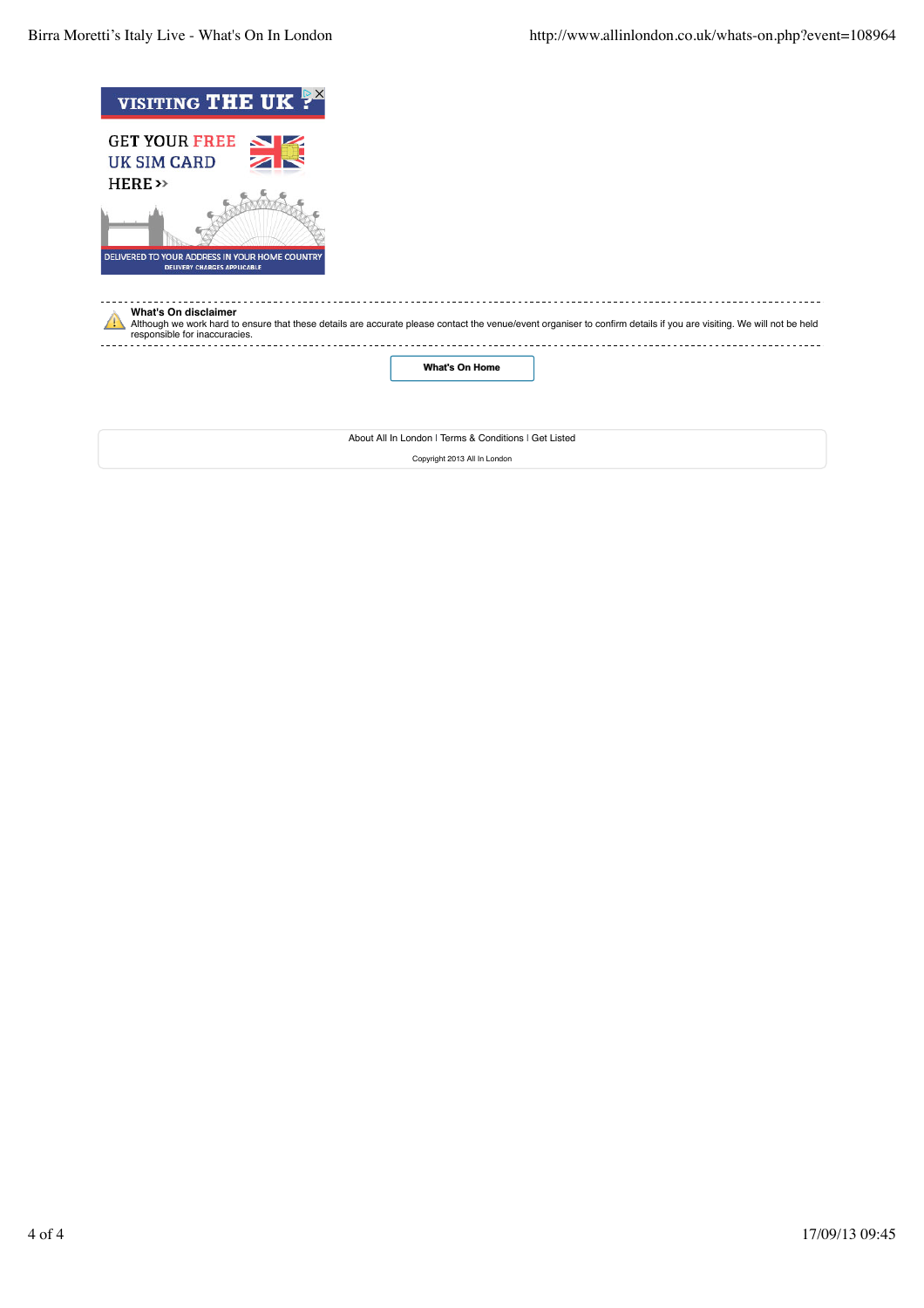VISITING THE UK ?

GET YOUR FREE UK SIM CARD HERE >>

DELIVERED TO YOUR ADDRESS IN YOUR HOME COUNTRY
DELIVERY CHARGES APPLICABLE

**What's On disclaimer**
Although we work hard to ensure that these details are accurate please contact the venue/event organiser to confirm details if you are visiting. We will not be held responsible for inaccuracies.

What's On Home

About All In London | Terms & Conditions | Get Listed

Copyright 2013 All In London